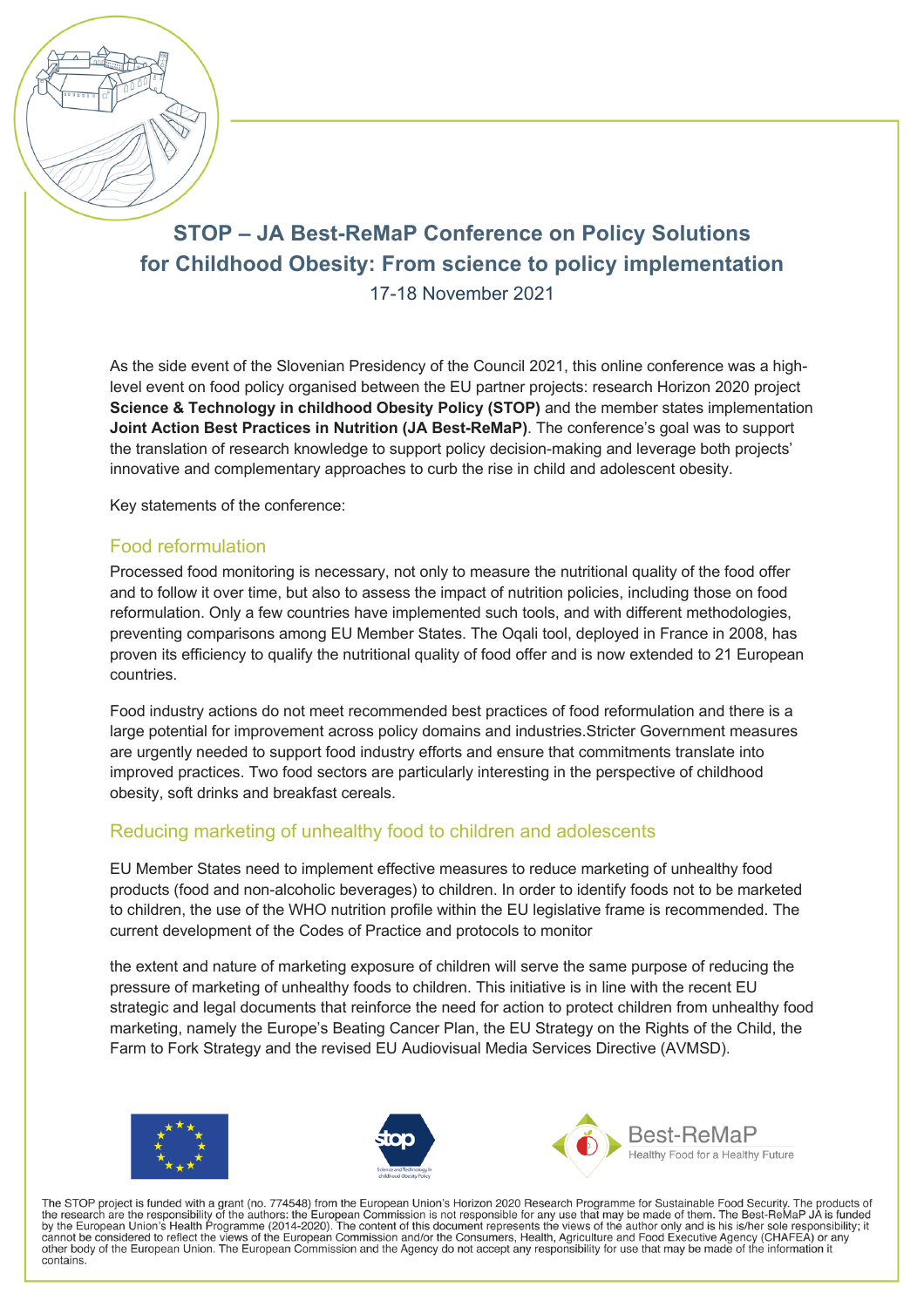# STOP – JA Best-ReMaP Conference on Policy Solutions for Childhood Obesity: From science to policy implementation

17-18 November 2021

As the side event of the Slovenian Presidency of the Council 2021, this online conference was a high-level event on food policy organised between the EU partner projects: research Horizon 2020 project **Science & Technology in childhood Obesity Policy (STOP)** and the member states implementation **Joint Action Best Practices in Nutrition (JA Best-ReMaP)**. The conference's goal was to support the translation of research knowledge to support policy decision-making and leverage both projects' innovative and complementary approaches to curb the rise in child and adolescent obesity.

Key statements of the conference:

## Food reformulation

Processed food monitoring is necessary, not only to measure the nutritional quality of the food offer and to follow it over time, but also to assess the impact of nutrition policies, including those on food reformulation. Only a few countries have implemented such tools, and with different methodologies, preventing comparisons among EU Member States. The Oqali tool, deployed in France in 2008, has proven its efficiency to qualify the nutritional quality of food offer and is now extended to 21 European countries.

Food industry actions do not meet recommended best practices of food reformulation and there is a large potential for improvement across policy domains and industries.Stricter Government measures are urgently needed to support food industry efforts and ensure that commitments translate into improved practices. Two food sectors are particularly interesting in the perspective of childhood obesity, soft drinks and breakfast cereals.

## Reducing marketing of unhealthy food to children and adolescents

EU Member States need to implement effective measures to reduce marketing of unhealthy food products (food and non-alcoholic beverages) to children. In order to identify foods not to be marketed to children, the use of the WHO nutrition profile within the EU legislative frame is recommended. The current development of the Codes of Practice and protocols to monitor

the extent and nature of marketing exposure of children will serve the same purpose of reducing the pressure of marketing of unhealthy foods to children. This initiative is in line with the recent EU strategic and legal documents that reinforce the need for action to protect children from unhealthy food marketing, namely the Europe's Beating Cancer Plan, the EU Strategy on the Rights of the Child, the Farm to Fork Strategy and the revised EU Audiovisual Media Services Directive (AVMSD).

Best-ReMaP

Healthy Food for a Healthy Future

The STOP project is funded with a grant (no. 774548) from the European Union's Horizon 2020 Research Programme for Sustainable Food Security. The products of the research are the responsibility of the authors: the European Commission is not responsible for any use that may be made of them. The Best-ReMaP JA is funded by the European Union's Health Programme (2014-2020). The content of this document represents the views of the author only and is his is/her sole responsibility; it cannot be considered to reflect the views of the European Commission and/or the Consumers, Health, Agriculture and Food Executive Agency (CHAFEA) or any other body of the European Union. The European Commission and the Agency do not accept any responsibility for use that may be made of the information it contains.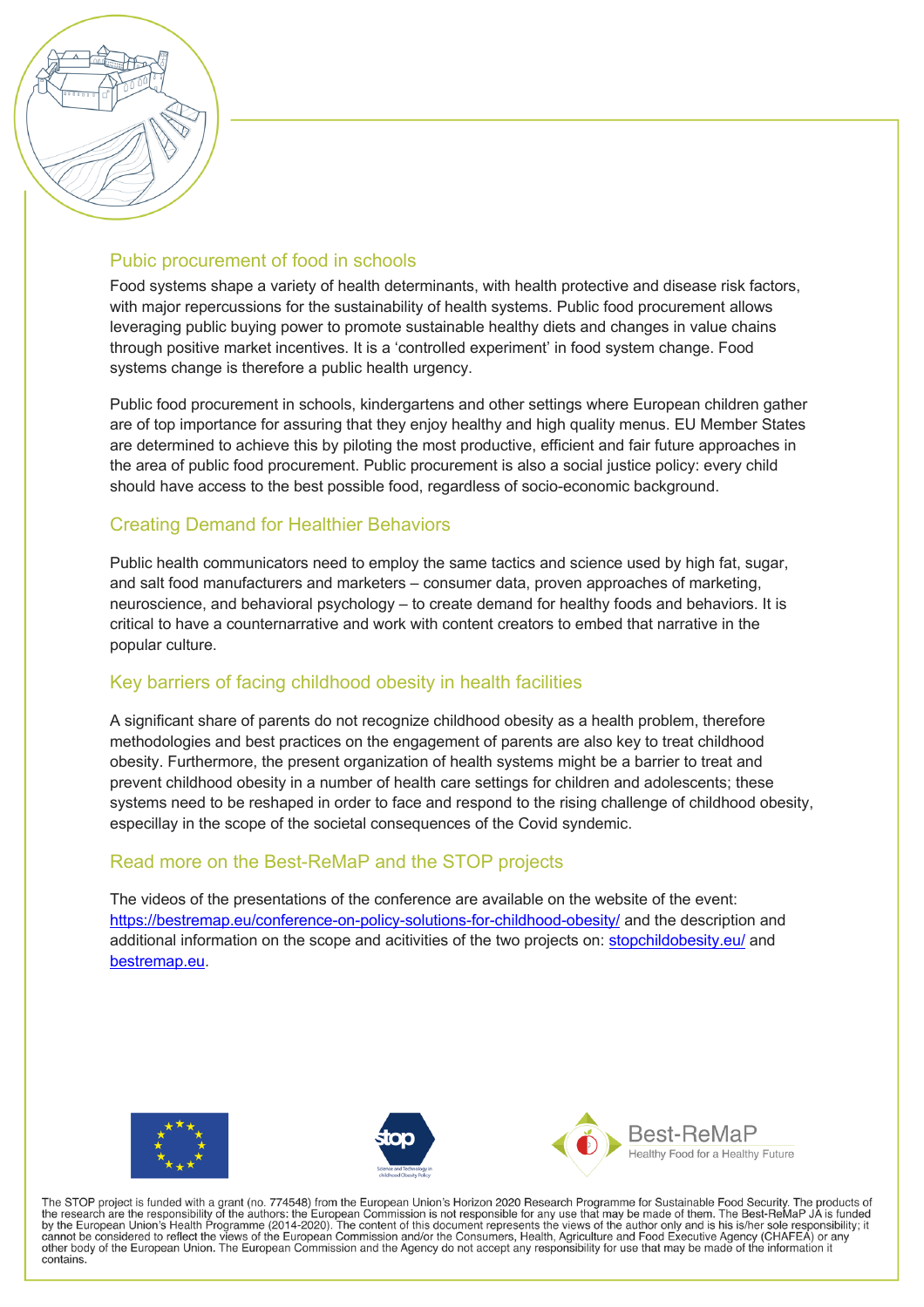## Pubic procurement of food in schools

Food systems shape a variety of health determinants, with health protective and disease risk factors, with major repercussions for the sustainability of health systems. Public food procurement allows leveraging public buying power to promote sustainable healthy diets and changes in value chains through positive market incentives. It is a 'controlled experiment' in food system change. Food systems change is therefore a public health urgency.

Public food procurement in schools, kindergartens and other settings where European children gather are of top importance for assuring that they enjoy healthy and high quality menus. EU Member States are determined to achieve this by piloting the most productive, efficient and fair future approaches in the area of public food procurement. Public procurement is also a social justice policy: every child should have access to the best possible food, regardless of socio-economic background.

## Creating Demand for Healthier Behaviors

Public health communicators need to employ the same tactics and science used by high fat, sugar, and salt food manufacturers and marketers – consumer data, proven approaches of marketing, neuroscience, and behavioral psychology – to create demand for healthy foods and behaviors. It is critical to have a counternarrative and work with content creators to embed that narrative in the popular culture.

## Key barriers of facing childhood obesity in health facilities

A significant share of parents do not recognize childhood obesity as a health problem, therefore methodologies and best practices on the engagement of parents are also key to treat childhood obesity. Furthermore, the present organization of health systems might be a barrier to treat and prevent childhood obesity in a number of health care settings for children and adolescents; these systems need to be reshaped in order to face and respond to the rising challenge of childhood obesity, especillay in the scope of the societal consequences of the Covid syndemic.

## Read more on the Best-ReMaP and the STOP projects

The videos of the presentations of the conference are available on the website of the event: [https://bestremap.eu/conference-on-policy-solutions-for-childhood-obesity/](https://bestremap.eu/conference-on-policy-solutions-for-childhood-obesity/) and the description and additional information on the scope and acitivities of the two projects on: [stopchildobesity.eu/](stopchildobesity.eu/) and [bestremap.eu](bestremap.eu).

stop
Science and Technology in childhood Obesity Policy

Best-ReMaP
Healthy Food for a Healthy Future

The STOP project is funded with a grant (no. 774548) from the European Union's Horizon 2020 Research Programme for Sustainable Food Security. The products of the research are the responsibility of the authors: the European Commission is not responsible for any use that may be made of them. The Best-ReMaP JA is funded by the European Union's Health Programme (2014-2020). The content of this document represents the views of the author only and is his is/her sole responsibility; it cannot be considered to reflect the views of the European Commission and/or the Consumers, Health, Agriculture and Food Executive Agency (CHAFEA) or any other body of the European Union. The European Commission and the Agency do not accept any responsibility for use that may be made of the information it contains.